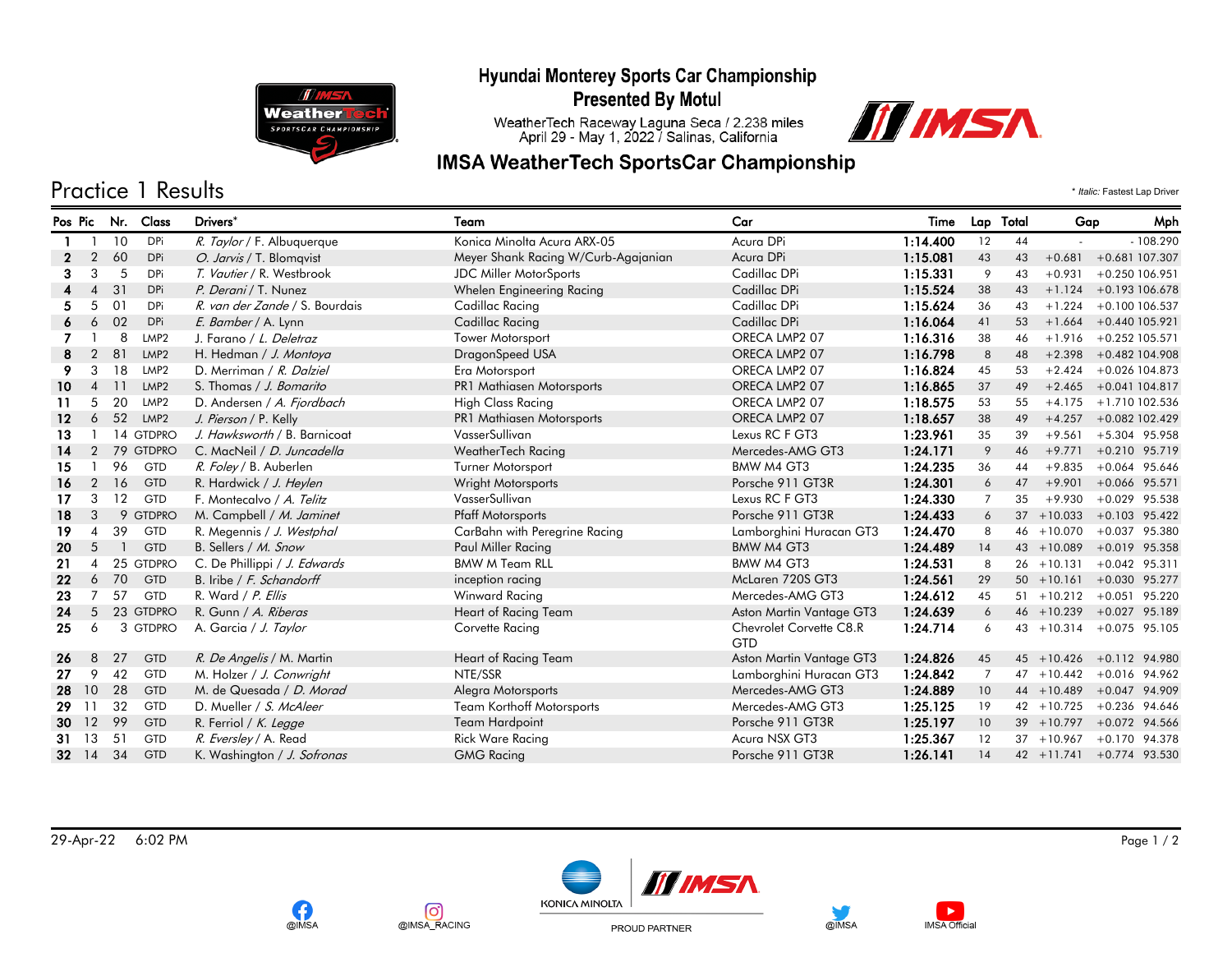# Hyundai Monterey Sports Car Championship

## Presented By Motul

WeatherTech Raceway Laguna Seca / 2.238 miles
April 29 - May 1, 2022 / Salinas, California

## IMSA WeatherTech SportsCar Championship

## Practice 1 Results

\* *Italic:* Fastest Lap Driver

| Pos | Pic | Nr. | Class | Drivers* | Team | Car | Time | Lap | Total | Gap | | Mph |
|---|---|---|---|---|---|---|---|---|---|---|---|---|
| 1 | 1 | 10 | DPi | *R. Taylor* / F. Albuquerque | Konica Minolta Acura ARX-05 | Acura DPi | 1:14.400 | 12 | 44 | - | - | 108.290 |
| 2 | 2 | 60 | DPi | *O. Jarvis* / T. Blomqvist | Meyer Shank Racing W/Curb-Agajanian | Acura DPi | 1:15.081 | 43 | 43 | +0.681 | +0.681 | 107.307 |
| 3 | 3 | 5 | DPi | *T. Vautier* / R. Westbrook | JDC Miller MotorSports | Cadillac DPi | 1:15.331 | 9 | 43 | +0.931 | +0.250 | 106.951 |
| 4 | 4 | 31 | DPi | *P. Derani* / T. Nunez | Whelen Engineering Racing | Cadillac DPi | 1:15.524 | 38 | 43 | +1.124 | +0.193 | 106.678 |
| 5 | 5 | 01 | DPi | *R. van der Zande* / S. Bourdais | Cadillac Racing | Cadillac DPi | 1:15.624 | 36 | 43 | +1.224 | +0.100 | 106.537 |
| 6 | 6 | 02 | DPi | *E. Bamber* / A. Lynn | Cadillac Racing | Cadillac DPi | 1:16.064 | 41 | 53 | +1.664 | +0.440 | 105.921 |
| 7 | 1 | 8 | LMP2 | J. Farano / *L. Deletraz* | Tower Motorsport | ORECA LMP2 07 | 1:16.316 | 38 | 46 | +1.916 | +0.252 | 105.571 |
| 8 | 2 | 81 | LMP2 | H. Hedman / *J. Montoya* | DragonSpeed USA | ORECA LMP2 07 | 1:16.798 | 8 | 48 | +2.398 | +0.482 | 104.908 |
| 9 | 3 | 18 | LMP2 | D. Merriman / *R. Dalziel* | Era Motorsport | ORECA LMP2 07 | 1:16.824 | 45 | 53 | +2.424 | +0.026 | 104.873 |
| 10 | 4 | 11 | LMP2 | S. Thomas / *J. Bomarito* | PR1 Mathiasen Motorsports | ORECA LMP2 07 | 1:16.865 | 37 | 49 | +2.465 | +0.041 | 104.817 |
| 11 | 5 | 20 | LMP2 | D. Andersen / *A. Fjordbach* | High Class Racing | ORECA LMP2 07 | 1:18.575 | 53 | 55 | +4.175 | +1.710 | 102.536 |
| 12 | 6 | 52 | LMP2 | *J. Pierson* / P. Kelly | PR1 Mathiasen Motorsports | ORECA LMP2 07 | 1:18.657 | 38 | 49 | +4.257 | +0.082 | 102.429 |
| 13 | 1 | 14 | GTDPRO | *J. Hawksworth* / B. Barnicoat | VasserSullivan | Lexus RC F GT3 | 1:23.961 | 35 | 39 | +9.561 | +5.304 | 95.958 |
| 14 | 2 | 79 | GTDPRO | C. MacNeil / *D. Juncadella* | WeatherTech Racing | Mercedes-AMG GT3 | 1:24.171 | 9 | 46 | +9.771 | +0.210 | 95.719 |
| 15 | 1 | 96 | GTD | *R. Foley* / B. Auberlen | Turner Motorsport | BMW M4 GT3 | 1:24.235 | 36 | 44 | +9.835 | +0.064 | 95.646 |
| 16 | 2 | 16 | GTD | R. Hardwick / *J. Heylen* | Wright Motorsports | Porsche 911 GT3R | 1:24.301 | 6 | 47 | +9.901 | +0.066 | 95.571 |
| 17 | 3 | 12 | GTD | F. Montecalvo / *A. Telitz* | VasserSullivan | Lexus RC F GT3 | 1:24.330 | 7 | 35 | +9.930 | +0.029 | 95.538 |
| 18 | 3 | 9 | GTDPRO | M. Campbell / *M. Jaminet* | Pfaff Motorsports | Porsche 911 GT3R | 1:24.433 | 6 | 37 | +10.033 | +0.103 | 95.422 |
| 19 | 4 | 39 | GTD | R. Megennis / *J. Westphal* | CarBahn with Peregrine Racing | Lamborghini Huracan GT3 | 1:24.470 | 8 | 46 | +10.070 | +0.037 | 95.380 |
| 20 | 5 | 1 | GTD | B. Sellers / *M. Snow* | Paul Miller Racing | BMW M4 GT3 | 1:24.489 | 14 | 43 | +10.089 | +0.019 | 95.358 |
| 21 | 4 | 25 | GTDPRO | C. De Phillippi / *J. Edwards* | BMW M Team RLL | BMW M4 GT3 | 1:24.531 | 8 | 26 | +10.131 | +0.042 | 95.311 |
| 22 | 6 | 70 | GTD | B. Iribe / *F. Schandorff* | inception racing | McLaren 720S GT3 | 1:24.561 | 29 | 50 | +10.161 | +0.030 | 95.277 |
| 23 | 7 | 57 | GTD | R. Ward / *P. Ellis* | Winward Racing | Mercedes-AMG GT3 | 1:24.612 | 45 | 51 | +10.212 | +0.051 | 95.220 |
| 24 | 5 | 23 | GTDPRO | R. Gunn / *A. Riberas* | Heart of Racing Team | Aston Martin Vantage GT3 | 1:24.639 | 6 | 46 | +10.239 | +0.027 | 95.189 |
| 25 | 6 | 3 | GTDPRO | A. Garcia / *J. Taylor* | Corvette Racing | Chevrolet Corvette C8.R GTD | 1:24.714 | 6 | 43 | +10.314 | +0.075 | 95.105 |
| 26 | 8 | 27 | GTD | *R. De Angelis* / M. Martin | Heart of Racing Team | Aston Martin Vantage GT3 | 1:24.826 | 45 | 45 | +10.426 | +0.112 | 94.980 |
| 27 | 9 | 42 | GTD | M. Holzer / *J. Conwright* | NTE/SSR | Lamborghini Huracan GT3 | 1:24.842 | 7 | 47 | +10.442 | +0.016 | 94.962 |
| 28 | 10 | 28 | GTD | M. de Quesada / *D. Morad* | Alegra Motorsports | Mercedes-AMG GT3 | 1:24.889 | 10 | 44 | +10.489 | +0.047 | 94.909 |
| 29 | 11 | 32 | GTD | D. Mueller / *S. McAleer* | Team Korthoff Motorsports | Mercedes-AMG GT3 | 1:25.125 | 19 | 42 | +10.725 | +0.236 | 94.646 |
| 30 | 12 | 99 | GTD | R. Ferriol / *K. Legge* | Team Hardpoint | Porsche 911 GT3R | 1:25.197 | 10 | 39 | +10.797 | +0.072 | 94.566 |
| 31 | 13 | 51 | GTD | *R. Eversley* / A. Read | Rick Ware Racing | Acura NSX GT3 | 1:25.367 | 12 | 37 | +10.967 | +0.170 | 94.378 |
| 32 | 14 | 34 | GTD | K. Washington / *J. Sofronas* | GMG Racing | Porsche 911 GT3R | 1:26.141 | 14 | 42 | +11.741 | +0.774 | 93.530 |

29-Apr-22 6:02 PM

@IMSA @IMSA_RACING PROUD PARTNER @IMSA IMSA Official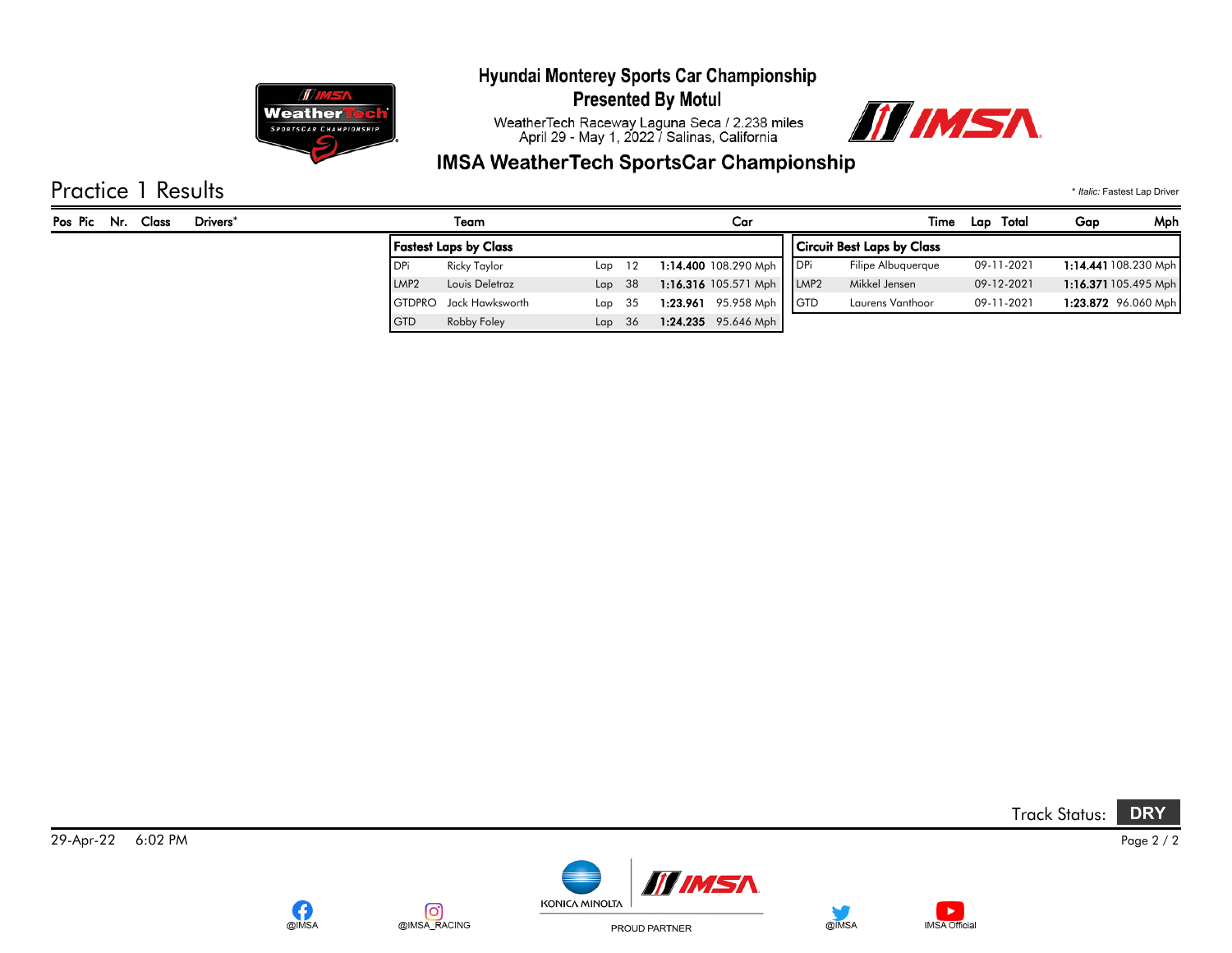# Hyundai Monterey Sports Car Championship
## Presented By Motul

WeatherTech Raceway Laguna Seca / 2.238 miles
April 29 - May 1, 2022 / Salinas, California

## IMSA WeatherTech SportsCar Championship

# Practice 1 Results

* *Italic:* Fastest Lap Driver

| Pos | Pic | Nr. | Class | Drivers* | Team | Car | Time | Lap | Total | Gap | Mph |
|---|---|---|---|---|---|---|---|---|---|---|---|

**Fastest Laps by Class**

| | | | | | |
|---|---|---|---|---|---|
| DPi | Ricky Taylor | Lap | 12 | **1:14.400** | 108.290 Mph |
| LMP2 | Louis Deletraz | Lap | 38 | **1:16.316** | 105.571 Mph |
| GTDPRO | Jack Hawksworth | Lap | 35 | **1:23.961** | 95.958 Mph |
| GTD | Robby Foley | Lap | 36 | **1:24.235** | 95.646 Mph |

**Circuit Best Laps by Class**

| | | | | |
|---|---|---|---|---|
| DPi | Filipe Albuquerque | 09-11-2021 | **1:14.441** | 108.230 Mph |
| LMP2 | Mikkel Jensen | 09-12-2021 | **1:16.371** | 105.495 Mph |
| GTD | Laurens Vanthoor | 09-11-2021 | **1:23.872** | 96.060 Mph |

Track Status: **DRY**

29-Apr-22 6:02 PM

@IMSA @IMSA_RACING KONICA MINOLTA IMSA PROUD PARTNER @IMSA IMSA Official